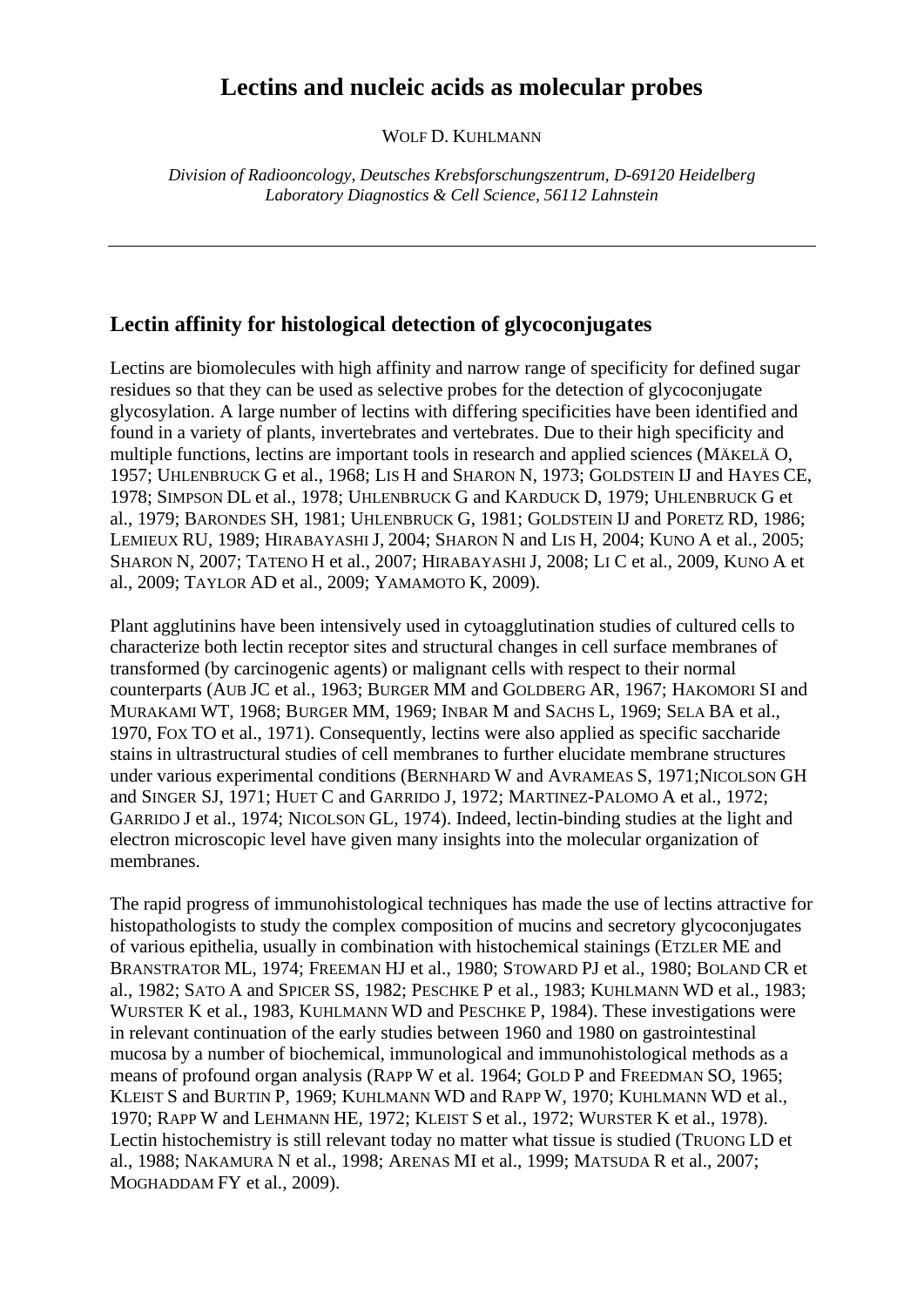# Lectins and nucleic acids as molecular probes

WOLF D. KUHLMANN

*Division of Radiooncology, Deutsches Krebsforschungszentrum, D-69120 Heidelberg*
*Laboratory Diagnostics & Cell Science, 56112 Lahnstein*

---

## Lectin affinity for histological detection of glycoconjugates

Lectins are biomolecules with high affinity and narrow range of specificity for defined sugar residues so that they can be used as selective probes for the detection of glycoconjugate glycosylation. A large number of lectins with differing specificities have been identified and found in a variety of plants, invertebrates and vertebrates. Due to their high specificity and multiple functions, lectins are important tools in research and applied sciences (MÄKELÄ O, 1957; UHLENBRUCK G et al., 1968; LIS H and SHARON N, 1973; GOLDSTEIN IJ and HAYES CE, 1978; SIMPSON DL et al., 1978; UHLENBRUCK G and KARDUCK D, 1979; UHLENBRUCK G et al., 1979; BARONDES SH, 1981; UHLENBRUCK G, 1981; GOLDSTEIN IJ and PORETZ RD, 1986; LEMIEUX RU, 1989; HIRABAYASHI J, 2004; SHARON N and LIS H, 2004; KUNO A et al., 2005; SHARON N, 2007; TATENO H et al., 2007; HIRABAYASHI J, 2008; LI C et al., 2009, KUNO A et al., 2009; TAYLOR AD et al., 2009; YAMAMOTO K, 2009).

Plant agglutinins have been intensively used in cytoagglutination studies of cultured cells to characterize both lectin receptor sites and structural changes in cell surface membranes of transformed (by carcinogenic agents) or malignant cells with respect to their normal counterparts (AUB JC et al., 1963; BURGER MM and GOLDBERG AR, 1967; HAKOMORI SI and MURAKAMI WT, 1968; BURGER MM, 1969; INBAR M and SACHS L, 1969; SELA BA et al., 1970, FOX TO et al., 1971). Consequently, lectins were also applied as specific saccharide stains in ultrastructural studies of cell membranes to further elucidate membrane structures under various experimental conditions (BERNHARD W and AVRAMEAS S, 1971;NICOLSON GH and SINGER SJ, 1971; HUET C and GARRIDO J, 1972; MARTINEZ-PALOMO A et al., 1972; GARRIDO J et al., 1974; NICOLSON GL, 1974). Indeed, lectin-binding studies at the light and electron microscopic level have given many insights into the molecular organization of membranes.

The rapid progress of immunohistological techniques has made the use of lectins attractive for histopathologists to study the complex composition of mucins and secretory glycoconjugates of various epithelia, usually in combination with histochemical stainings (ETZLER ME and BRANSTRATOR ML, 1974; FREEMAN HJ et al., 1980; STOWARD PJ et al., 1980; BOLAND CR et al., 1982; SATO A and SPICER SS, 1982; PESCHKE P et al., 1983; KUHLMANN WD et al., 1983; WURSTER K et al., 1983, KUHLMANN WD and PESCHKE P, 1984). These investigations were in relevant continuation of the early studies between 1960 and 1980 on gastrointestinal mucosa by a number of biochemical, immunological and immunohistological methods as a means of profound organ analysis (RAPP W et al. 1964; GOLD P and FREEDMAN SO, 1965; KLEIST S and BURTIN P, 1969; KUHLMANN WD and RAPP W, 1970; KUHLMANN WD et al., 1970; RAPP W and LEHMANN HE, 1972; KLEIST S et al., 1972; WURSTER K et al., 1978). Lectin histochemistry is still relevant today no matter what tissue is studied (TRUONG LD et al., 1988; NAKAMURA N et al., 1998; ARENAS MI et al., 1999; MATSUDA R et al., 2007; MOGHADDAM FY et al., 2009).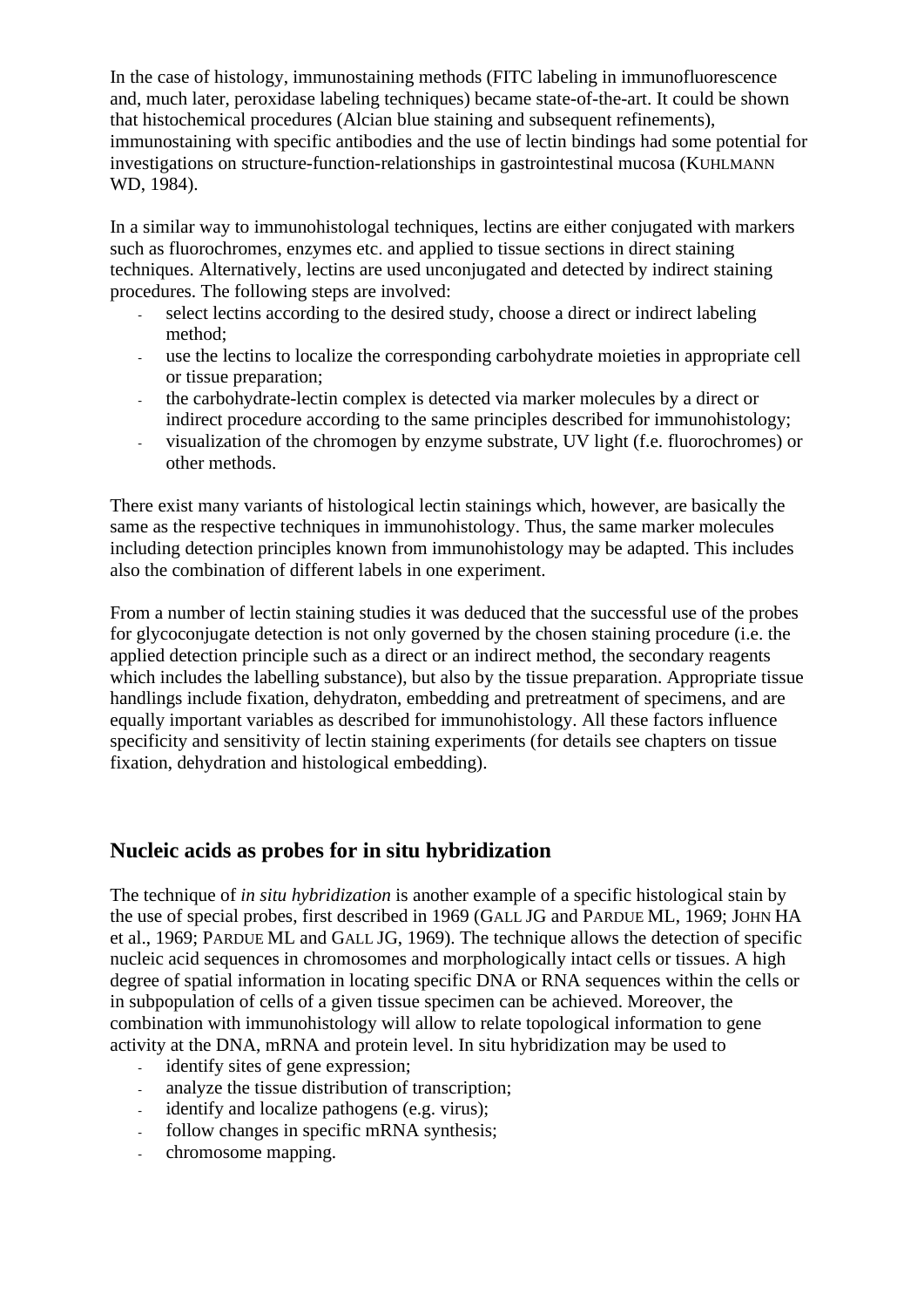In the case of histology, immunostaining methods (FITC labeling in immunofluorescence and, much later, peroxidase labeling techniques) became state-of-the-art. It could be shown that histochemical procedures (Alcian blue staining and subsequent refinements), immunostaining with specific antibodies and the use of lectin bindings had some potential for investigations on structure-function-relationships in gastrointestinal mucosa (KUHLMANN WD, 1984).

In a similar way to immunohistologal techniques, lectins are either conjugated with markers such as fluorochromes, enzymes etc. and applied to tissue sections in direct staining techniques. Alternatively, lectins are used unconjugated and detected by indirect staining procedures. The following steps are involved:

- select lectins according to the desired study, choose a direct or indirect labeling method;
- use the lectins to localize the corresponding carbohydrate moieties in appropriate cell or tissue preparation;
- the carbohydrate-lectin complex is detected via marker molecules by a direct or indirect procedure according to the same principles described for immunohistology;
- visualization of the chromogen by enzyme substrate, UV light (f.e. fluorochromes) or other methods.

There exist many variants of histological lectin stainings which, however, are basically the same as the respective techniques in immunohistology. Thus, the same marker molecules including detection principles known from immunohistology may be adapted. This includes also the combination of different labels in one experiment.

From a number of lectin staining studies it was deduced that the successful use of the probes for glycoconjugate detection is not only governed by the chosen staining procedure (i.e. the applied detection principle such as a direct or an indirect method, the secondary reagents which includes the labelling substance), but also by the tissue preparation. Appropriate tissue handlings include fixation, dehydraton, embedding and pretreatment of specimens, and are equally important variables as described for immunohistology. All these factors influence specificity and sensitivity of lectin staining experiments (for details see chapters on tissue fixation, dehydration and histological embedding).

## Nucleic acids as probes for in situ hybridization

The technique of *in situ hybridization* is another example of a specific histological stain by the use of special probes, first described in 1969 (GALL JG and PARDUE ML, 1969; JOHN HA et al., 1969; PARDUE ML and GALL JG, 1969). The technique allows the detection of specific nucleic acid sequences in chromosomes and morphologically intact cells or tissues. A high degree of spatial information in locating specific DNA or RNA sequences within the cells or in subpopulation of cells of a given tissue specimen can be achieved. Moreover, the combination with immunohistology will allow to relate topological information to gene activity at the DNA, mRNA and protein level. In situ hybridization may be used to

- identify sites of gene expression;
- analyze the tissue distribution of transcription;
- identify and localize pathogens (e.g. virus);
- follow changes in specific mRNA synthesis;
- chromosome mapping.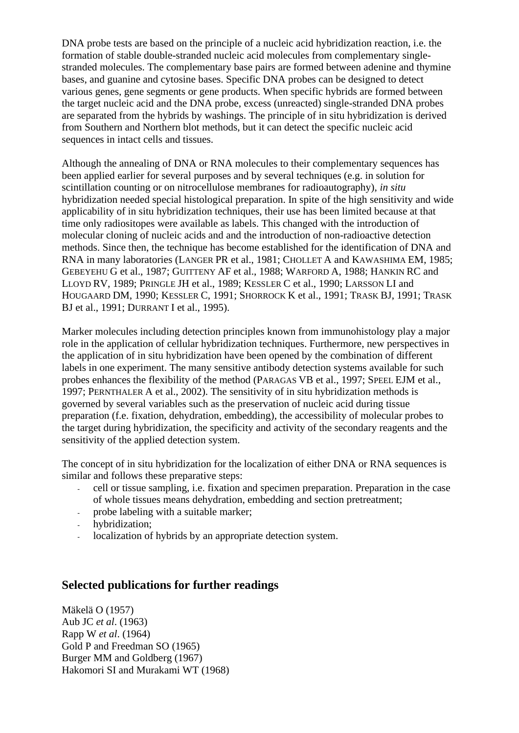DNA probe tests are based on the principle of a nucleic acid hybridization reaction, i.e. the formation of stable double-stranded nucleic acid molecules from complementary single-stranded molecules. The complementary base pairs are formed between adenine and thymine bases, and guanine and cytosine bases. Specific DNA probes can be designed to detect various genes, gene segments or gene products. When specific hybrids are formed between the target nucleic acid and the DNA probe, excess (unreacted) single-stranded DNA probes are separated from the hybrids by washings. The principle of in situ hybridization is derived from Southern and Northern blot methods, but it can detect the specific nucleic acid sequences in intact cells and tissues.

Although the annealing of DNA or RNA molecules to their complementary sequences has been applied earlier for several purposes and by several techniques (e.g. in solution for scintillation counting or on nitrocellulose membranes for radioautography), *in situ* hybridization needed special histological preparation. In spite of the high sensitivity and wide applicability of in situ hybridization techniques, their use has been limited because at that time only radiositopes were available as labels. This changed with the introduction of molecular cloning of nucleic acids and and the introduction of non-radioactive detection methods. Since then, the technique has become established for the identification of DNA and RNA in many laboratories (LANGER PR et al., 1981; CHOLLET A and KAWASHIMA EM, 1985; GEBEYEHU G et al., 1987; GUITTENY AF et al., 1988; WARFORD A, 1988; HANKIN RC and LLOYD RV, 1989; PRINGLE JH et al., 1989; KESSLER C et al., 1990; LARSSON LI and HOUGAARD DM, 1990; KESSLER C, 1991; SHORROCK K et al., 1991; TRASK BJ, 1991; TRASK BJ et al., 1991; DURRANT I et al., 1995).

Marker molecules including detection principles known from immunohistology play a major role in the application of cellular hybridization techniques. Furthermore, new perspectives in the application of in situ hybridization have been opened by the combination of different labels in one experiment. The many sensitive antibody detection systems available for such probes enhances the flexibility of the method (PARAGAS VB et al., 1997; SPEEL EJM et al., 1997; PERNTHALER A et al., 2002). The sensitivity of in situ hybridization methods is governed by several variables such as the preservation of nucleic acid during tissue preparation (f.e. fixation, dehydration, embedding), the accessibility of molecular probes to the target during hybridization, the specificity and activity of the secondary reagents and the sensitivity of the applied detection system.

The concept of in situ hybridization for the localization of either DNA or RNA sequences is similar and follows these preparative steps:

- cell or tissue sampling, i.e. fixation and specimen preparation. Preparation in the case of whole tissues means dehydration, embedding and section pretreatment;
- probe labeling with a suitable marker;
- hybridization;
- localization of hybrids by an appropriate detection system.

## Selected publications for further readings

Mäkelä O (1957)
Aub JC *et al*. (1963)
Rapp W *et al*. (1964)
Gold P and Freedman SO (1965)
Burger MM and Goldberg (1967)
Hakomori SI and Murakami WT (1968)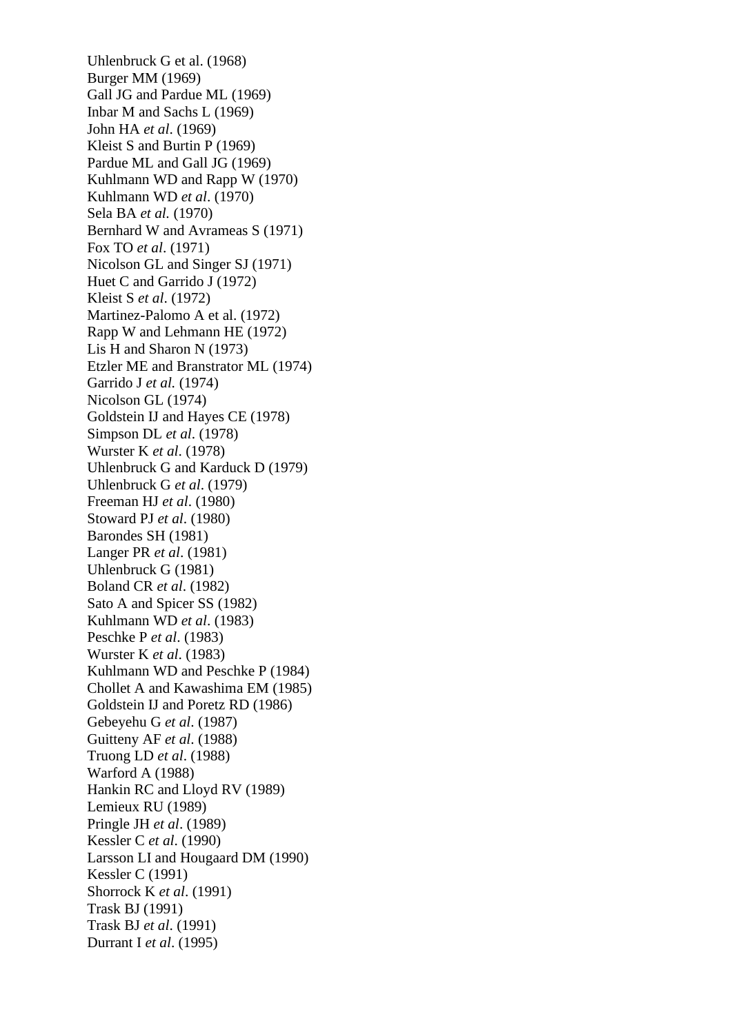Uhlenbruck G et al. (1968)
Burger MM (1969)
Gall JG and Pardue ML (1969)
Inbar M and Sachs L (1969)
John HA *et al*. (1969)
Kleist S and Burtin P (1969)
Pardue ML and Gall JG (1969)
Kuhlmann WD and Rapp W (1970)
Kuhlmann WD *et al*. (1970)
Sela BA *et al.* (1970)
Bernhard W and Avrameas S (1971)
Fox TO *et al*. (1971)
Nicolson GL and Singer SJ (1971)
Huet C and Garrido J (1972)
Kleist S *et al*. (1972)
Martinez-Palomo A et al. (1972)
Rapp W and Lehmann HE (1972)
Lis H and Sharon N (1973)
Etzler ME and Branstrator ML (1974)
Garrido J *et al.* (1974)
Nicolson GL (1974)
Goldstein IJ and Hayes CE (1978)
Simpson DL *et al*. (1978)
Wurster K *et al*. (1978)
Uhlenbruck G and Karduck D (1979)
Uhlenbruck G *et al*. (1979)
Freeman HJ *et al*. (1980)
Stoward PJ *et al*. (1980)
Barondes SH (1981)
Langer PR *et al*. (1981)
Uhlenbruck G (1981)
Boland CR *et al*. (1982)
Sato A and Spicer SS (1982)
Kuhlmann WD *et al*. (1983)
Peschke P *et al*. (1983)
Wurster K *et al*. (1983)
Kuhlmann WD and Peschke P (1984)
Chollet A and Kawashima EM (1985)
Goldstein IJ and Poretz RD (1986)
Gebeyehu G *et al*. (1987)
Guitteny AF *et al*. (1988)
Truong LD *et al*. (1988)
Warford A (1988)
Hankin RC and Lloyd RV (1989)
Lemieux RU (1989)
Pringle JH *et al*. (1989)
Kessler C *et al*. (1990)
Larsson LI and Hougaard DM (1990)
Kessler C (1991)
Shorrock K *et al*. (1991)
Trask BJ (1991)
Trask BJ *et al*. (1991)
Durrant I *et al*. (1995)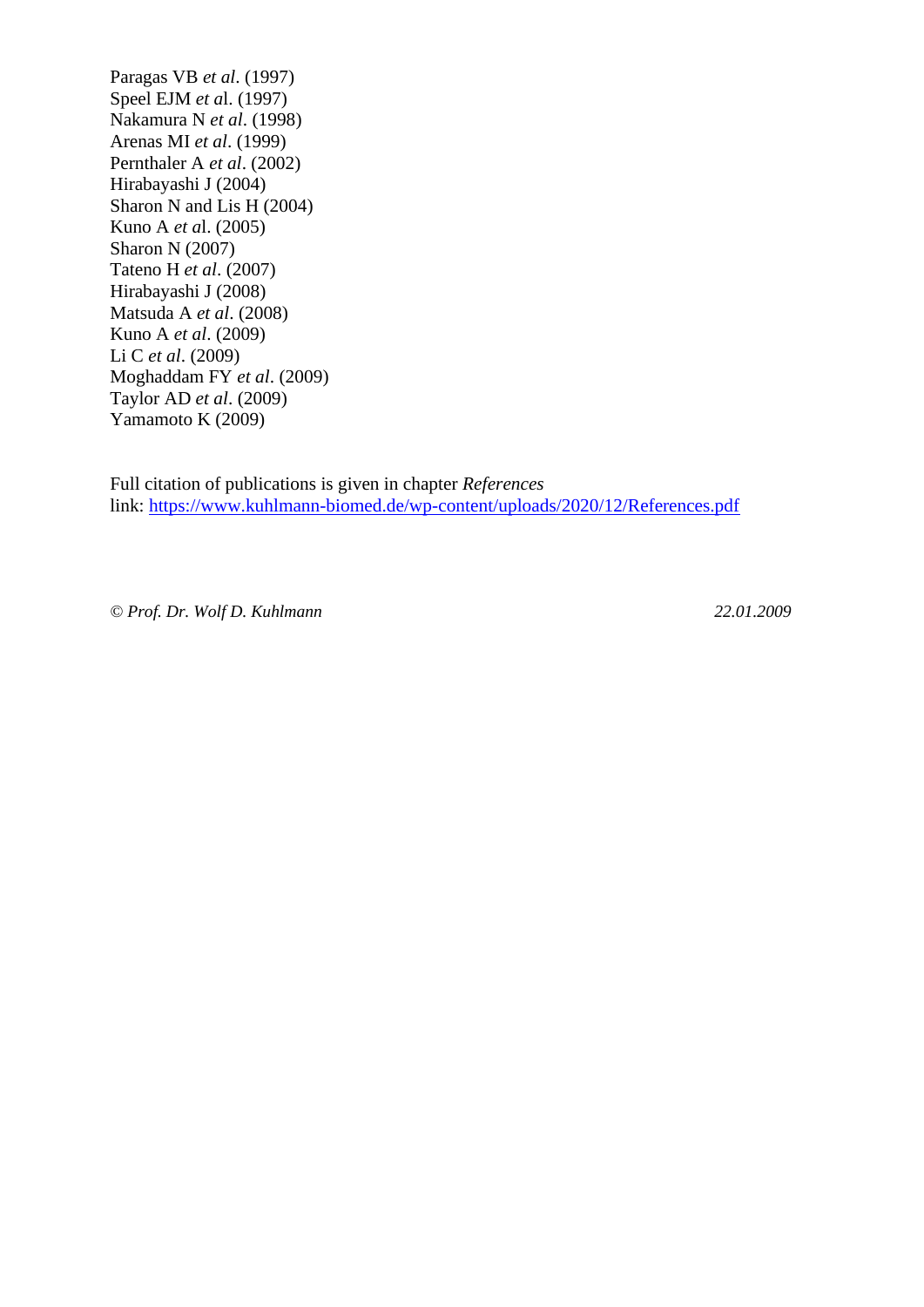Paragas VB *et al*. (1997)
Speel EJM *et al*. (1997)
Nakamura N *et al*. (1998)
Arenas MI *et al*. (1999)
Pernthaler A *et al*. (2002)
Hirabayashi J (2004)
Sharon N and Lis H (2004)
Kuno A *et al*. (2005)
Sharon N (2007)
Tateno H *et al*. (2007)
Hirabayashi J (2008)
Matsuda A *et al*. (2008)
Kuno A *et al*. (2009)
Li C *et al*. (2009)
Moghaddam FY *et al*. (2009)
Taylor AD *et al*. (2009)
Yamamoto K (2009)

Full citation of publications is given in chapter *References*
link: [https://www.kuhlmann-biomed.de/wp-content/uploads/2020/12/References.pdf](https://www.kuhlmann-biomed.de/wp-content/uploads/2020/12/References.pdf)

*© Prof. Dr. Wolf D. Kuhlmann* *22.01.2009*